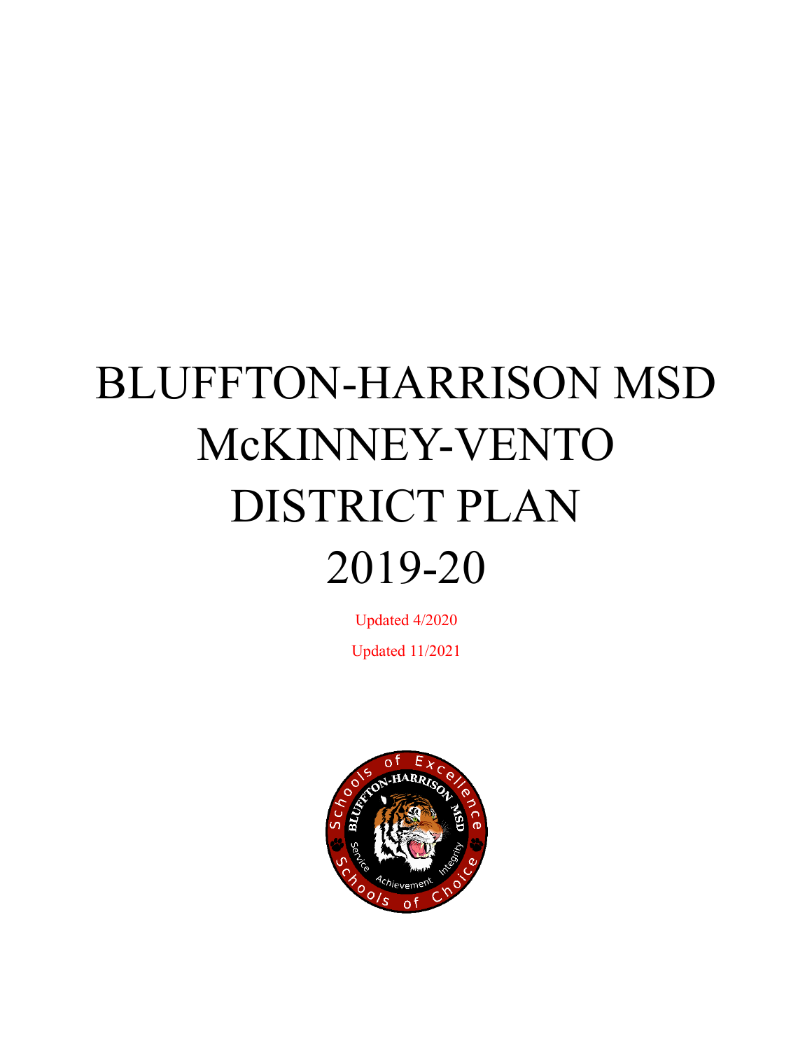# BLUFFTON-HARRISON MSD McKINNEY-VENTO DISTRICT PLAN 2019-20

Updated 4/2020

Updated 11/2021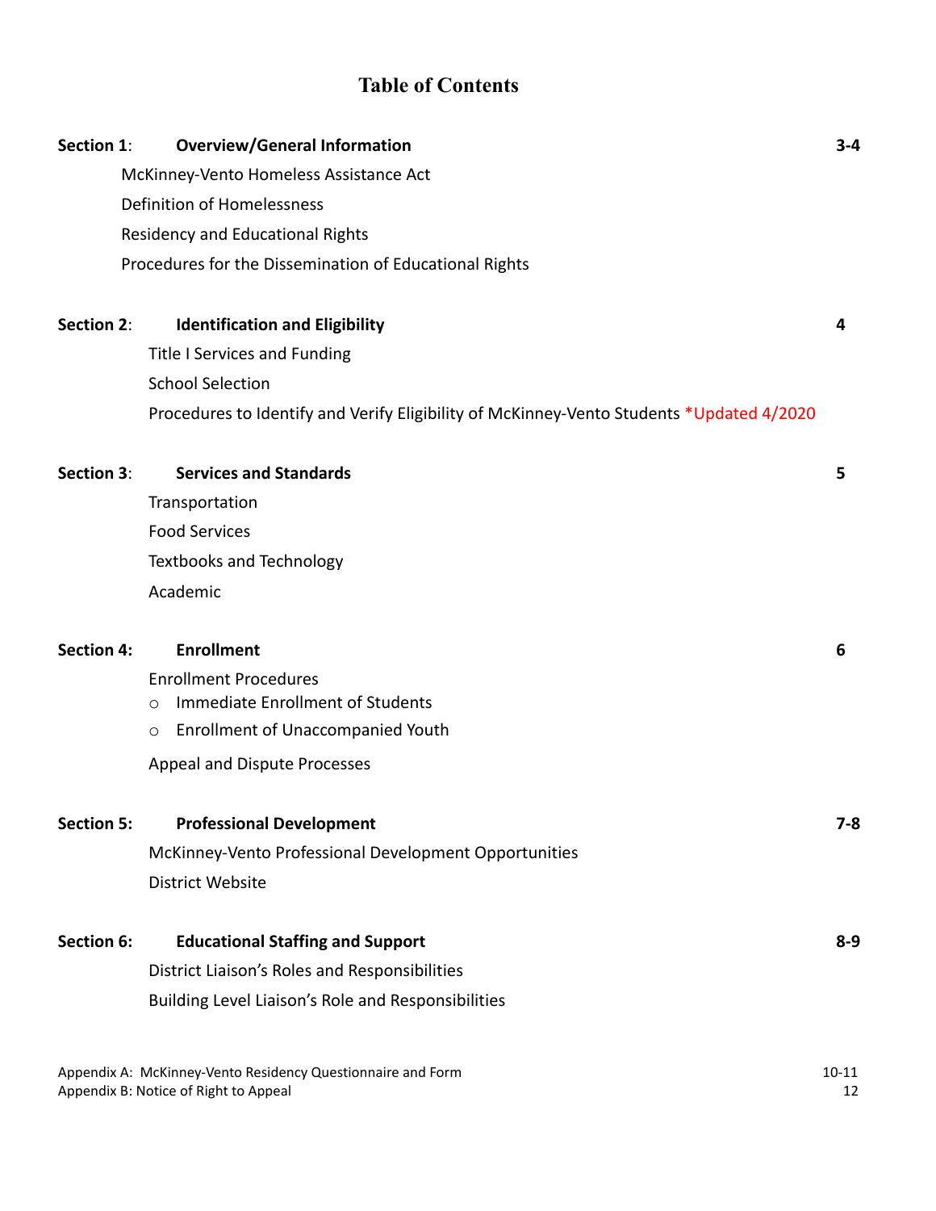# Table of Contents

| | | |
|---|---|---|
| **Section 1**: | **Overview/General Information** | **3-4** |
| | McKinney-Vento Homeless Assistance Act | |
| | Definition of Homelessness | |
| | Residency and Educational Rights | |
| | Procedures for the Dissemination of Educational Rights | |
| **Section 2**: | **Identification and Eligibility** | **4** |
| | Title I Services and Funding | |
| | School Selection | |
| | Procedures to Identify and Verify Eligibility of McKinney-Vento Students *Updated 4/2020 | |
| **Section 3**: | **Services and Standards** | **5** |
| | Transportation | |
| | Food Services | |
| | Textbooks and Technology | |
| | Academic | |
| **Section 4:** | **Enrollment** | **6** |
| | Enrollment Procedures | |
| | ○ Immediate Enrollment of Students | |
| | ○ Enrollment of Unaccompanied Youth | |
| | Appeal and Dispute Processes | |
| **Section 5:** | **Professional Development** | **7-8** |
| | McKinney-Vento Professional Development Opportunities | |
| | District Website | |
| **Section 6:** | **Educational Staffing and Support** | **8-9** |
| | District Liaison's Roles and Responsibilities | |
| | Building Level Liaison's Role and Responsibilities | |

| | |
|---|---|
| Appendix A: McKinney-Vento Residency Questionnaire and Form | 10-11 |
| Appendix B: Notice of Right to Appeal | 12 |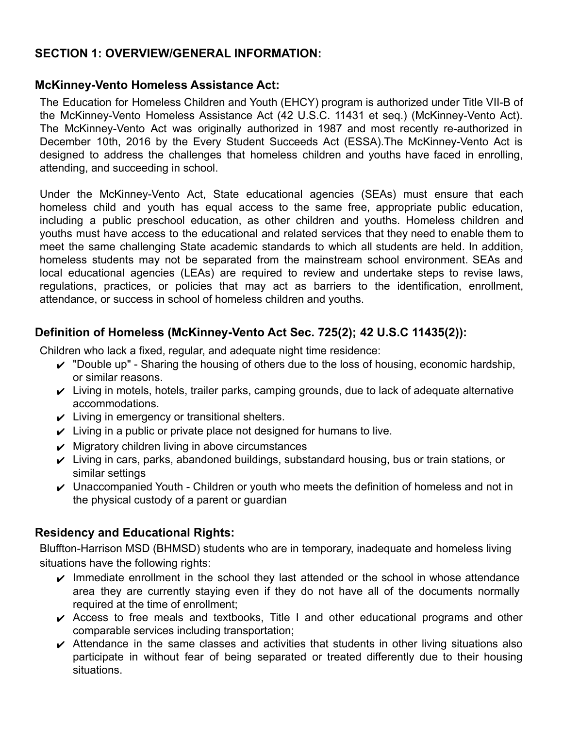## SECTION 1: OVERVIEW/GENERAL INFORMATION:

### McKinney-Vento Homeless Assistance Act:

The Education for Homeless Children and Youth (EHCY) program is authorized under Title VII-B of the McKinney-Vento Homeless Assistance Act (42 U.S.C. 11431 et seq.) (McKinney-Vento Act). The McKinney-Vento Act was originally authorized in 1987 and most recently re-authorized in December 10th, 2016 by the Every Student Succeeds Act (ESSA).The McKinney-Vento Act is designed to address the challenges that homeless children and youths have faced in enrolling, attending, and succeeding in school.

Under the McKinney-Vento Act, State educational agencies (SEAs) must ensure that each homeless child and youth has equal access to the same free, appropriate public education, including a public preschool education, as other children and youths. Homeless children and youths must have access to the educational and related services that they need to enable them to meet the same challenging State academic standards to which all students are held. In addition, homeless students may not be separated from the mainstream school environment. SEAs and local educational agencies (LEAs) are required to review and undertake steps to revise laws, regulations, practices, or policies that may act as barriers to the identification, enrollment, attendance, or success in school of homeless children and youths.

### Definition of Homeless (McKinney-Vento Act Sec. 725(2); 42 U.S.C 11435(2)):

Children who lack a fixed, regular, and adequate night time residence:

- ✔ "Double up" - Sharing the housing of others due to the loss of housing, economic hardship, or similar reasons.
- ✔ Living in motels, hotels, trailer parks, camping grounds, due to lack of adequate alternative accommodations.
- ✔ Living in emergency or transitional shelters.
- ✔ Living in a public or private place not designed for humans to live.
- ✔ Migratory children living in above circumstances
- ✔ Living in cars, parks, abandoned buildings, substandard housing, bus or train stations, or similar settings
- ✔ Unaccompanied Youth - Children or youth who meets the definition of homeless and not in the physical custody of a parent or guardian

### Residency and Educational Rights:

Bluffton-Harrison MSD (BHMSD) students who are in temporary, inadequate and homeless living situations have the following rights:

- ✔ Immediate enrollment in the school they last attended or the school in whose attendance area they are currently staying even if they do not have all of the documents normally required at the time of enrollment;
- ✔ Access to free meals and textbooks, Title I and other educational programs and other comparable services including transportation;
- ✔ Attendance in the same classes and activities that students in other living situations also participate in without fear of being separated or treated differently due to their housing situations.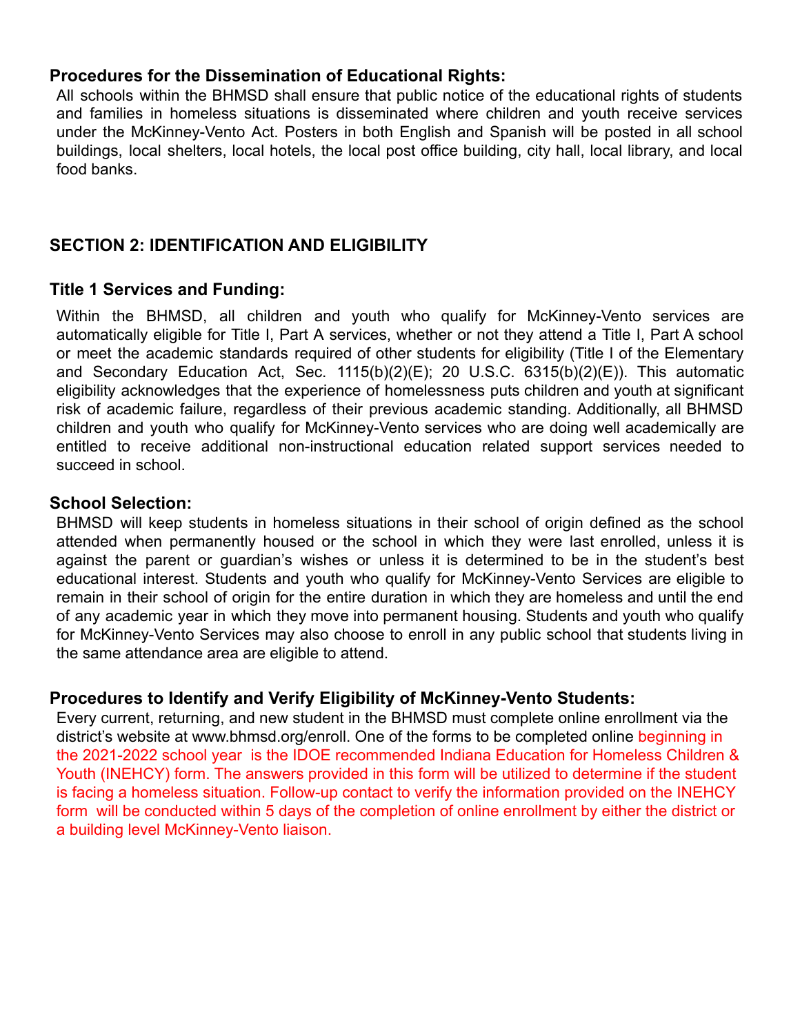### Procedures for the Dissemination of Educational Rights:

All schools within the BHMSD shall ensure that public notice of the educational rights of students and families in homeless situations is disseminated where children and youth receive services under the McKinney-Vento Act. Posters in both English and Spanish will be posted in all school buildings, local shelters, local hotels, the local post office building, city hall, local library, and local food banks.

## SECTION 2: IDENTIFICATION AND ELIGIBILITY

### Title 1 Services and Funding:

Within the BHMSD, all children and youth who qualify for McKinney-Vento services are automatically eligible for Title I, Part A services, whether or not they attend a Title I, Part A school or meet the academic standards required of other students for eligibility (Title I of the Elementary and Secondary Education Act, Sec. 1115(b)(2)(E); 20 U.S.C. 6315(b)(2)(E)). This automatic eligibility acknowledges that the experience of homelessness puts children and youth at significant risk of academic failure, regardless of their previous academic standing. Additionally, all BHMSD children and youth who qualify for McKinney-Vento services who are doing well academically are entitled to receive additional non-instructional education related support services needed to succeed in school.

### School Selection:

BHMSD will keep students in homeless situations in their school of origin defined as the school attended when permanently housed or the school in which they were last enrolled, unless it is against the parent or guardian's wishes or unless it is determined to be in the student's best educational interest. Students and youth who qualify for McKinney-Vento Services are eligible to remain in their school of origin for the entire duration in which they are homeless and until the end of any academic year in which they move into permanent housing. Students and youth who qualify for McKinney-Vento Services may also choose to enroll in any public school that students living in the same attendance area are eligible to attend.

### Procedures to Identify and Verify Eligibility of McKinney-Vento Students:

Every current, returning, and new student in the BHMSD must complete online enrollment via the district's website at www.bhmsd.org/enroll. One of the forms to be completed online beginning in the 2021-2022 school year is the IDOE recommended Indiana Education for Homeless Children & Youth (INEHCY) form. The answers provided in this form will be utilized to determine if the student is facing a homeless situation. Follow-up contact to verify the information provided on the INEHCY form will be conducted within 5 days of the completion of online enrollment by either the district or a building level McKinney-Vento liaison.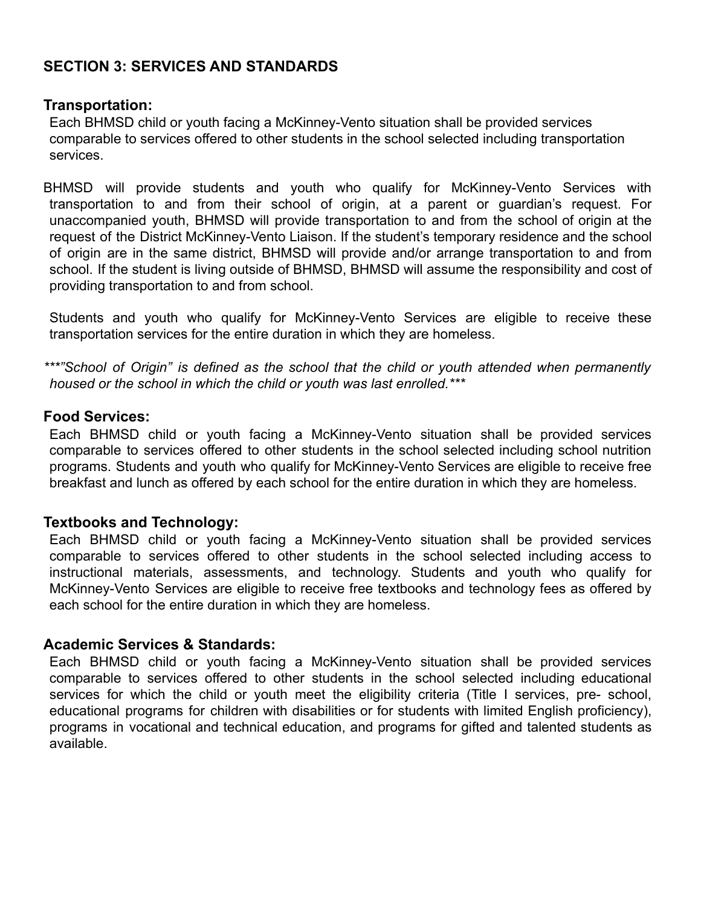## SECTION 3: SERVICES AND STANDARDS

### Transportation:

Each BHMSD child or youth facing a McKinney-Vento situation shall be provided services comparable to services offered to other students in the school selected including transportation services.

BHMSD will provide students and youth who qualify for McKinney-Vento Services with transportation to and from their school of origin, at a parent or guardian's request. For unaccompanied youth, BHMSD will provide transportation to and from the school of origin at the request of the District McKinney-Vento Liaison. If the student's temporary residence and the school of origin are in the same district, BHMSD will provide and/or arrange transportation to and from school. If the student is living outside of BHMSD, BHMSD will assume the responsibility and cost of providing transportation to and from school.

Students and youth who qualify for McKinney-Vento Services are eligible to receive these transportation services for the entire duration in which they are homeless.

****"School of Origin" is defined as the school that the child or youth attended when permanently housed or the school in which the child or youth was last enrolled.****

### Food Services:

Each BHMSD child or youth facing a McKinney-Vento situation shall be provided services comparable to services offered to other students in the school selected including school nutrition programs. Students and youth who qualify for McKinney-Vento Services are eligible to receive free breakfast and lunch as offered by each school for the entire duration in which they are homeless.

### Textbooks and Technology:

Each BHMSD child or youth facing a McKinney-Vento situation shall be provided services comparable to services offered to other students in the school selected including access to instructional materials, assessments, and technology. Students and youth who qualify for McKinney-Vento Services are eligible to receive free textbooks and technology fees as offered by each school for the entire duration in which they are homeless.

### Academic Services & Standards:

Each BHMSD child or youth facing a McKinney-Vento situation shall be provided services comparable to services offered to other students in the school selected including educational services for which the child or youth meet the eligibility criteria (Title I services, pre- school, educational programs for children with disabilities or for students with limited English proficiency), programs in vocational and technical education, and programs for gifted and talented students as available.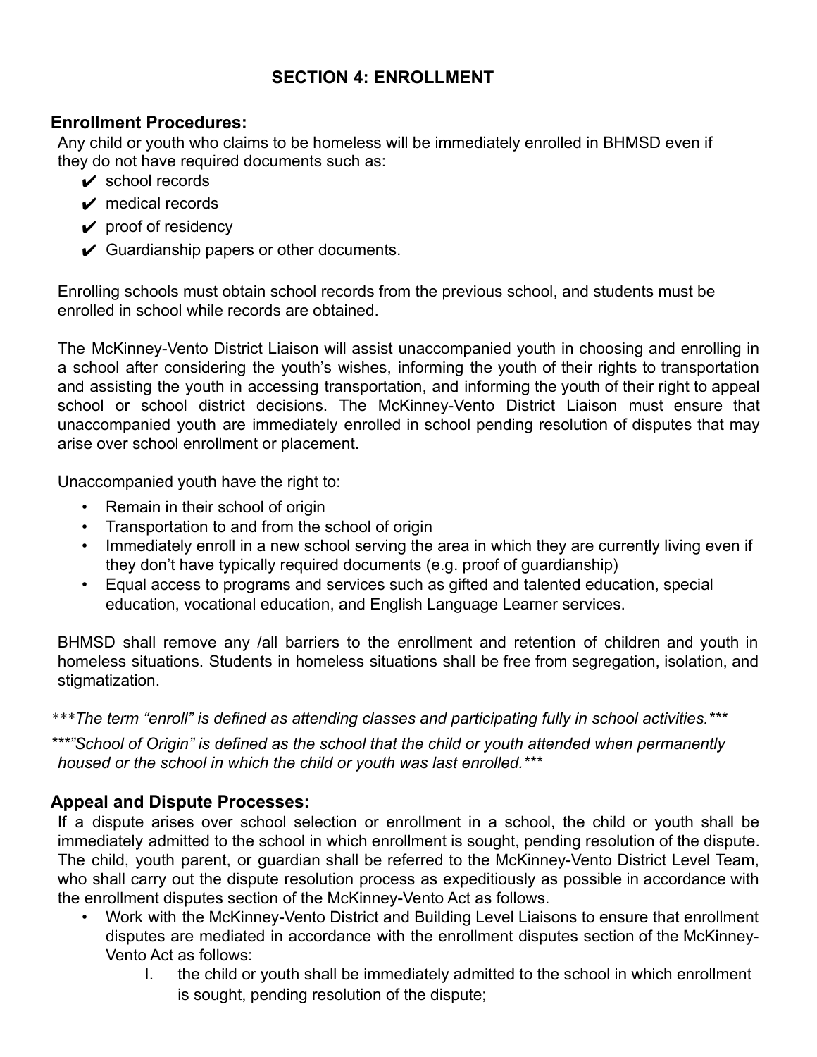## SECTION 4: ENROLLMENT

### Enrollment Procedures:

Any child or youth who claims to be homeless will be immediately enrolled in BHMSD even if they do not have required documents such as:

- ✔ school records
- ✔ medical records
- ✔ proof of residency
- ✔ Guardianship papers or other documents.

Enrolling schools must obtain school records from the previous school, and students must be enrolled in school while records are obtained.

The McKinney-Vento District Liaison will assist unaccompanied youth in choosing and enrolling in a school after considering the youth's wishes, informing the youth of their rights to transportation and assisting the youth in accessing transportation, and informing the youth of their right to appeal school or school district decisions. The McKinney-Vento District Liaison must ensure that unaccompanied youth are immediately enrolled in school pending resolution of disputes that may arise over school enrollment or placement.

Unaccompanied youth have the right to:

- Remain in their school of origin
- Transportation to and from the school of origin
- Immediately enroll in a new school serving the area in which they are currently living even if they don't have typically required documents (e.g. proof of guardianship)
- Equal access to programs and services such as gifted and talented education, special education, vocational education, and English Language Learner services.

BHMSD shall remove any /all barriers to the enrollment and retention of children and youth in homeless situations. Students in homeless situations shall be free from segregation, isolation, and stigmatization.

****The term "enroll" is defined as attending classes and participating fully in school activities.****

****"School of Origin" is defined as the school that the child or youth attended when permanently housed or the school in which the child or youth was last enrolled.****

### Appeal and Dispute Processes:

If a dispute arises over school selection or enrollment in a school, the child or youth shall be immediately admitted to the school in which enrollment is sought, pending resolution of the dispute. The child, youth parent, or guardian shall be referred to the McKinney-Vento District Level Team, who shall carry out the dispute resolution process as expeditiously as possible in accordance with the enrollment disputes section of the McKinney-Vento Act as follows.

- Work with the McKinney-Vento District and Building Level Liaisons to ensure that enrollment disputes are mediated in accordance with the enrollment disputes section of the McKinney-Vento Act as follows:
    - I. the child or youth shall be immediately admitted to the school in which enrollment is sought, pending resolution of the dispute;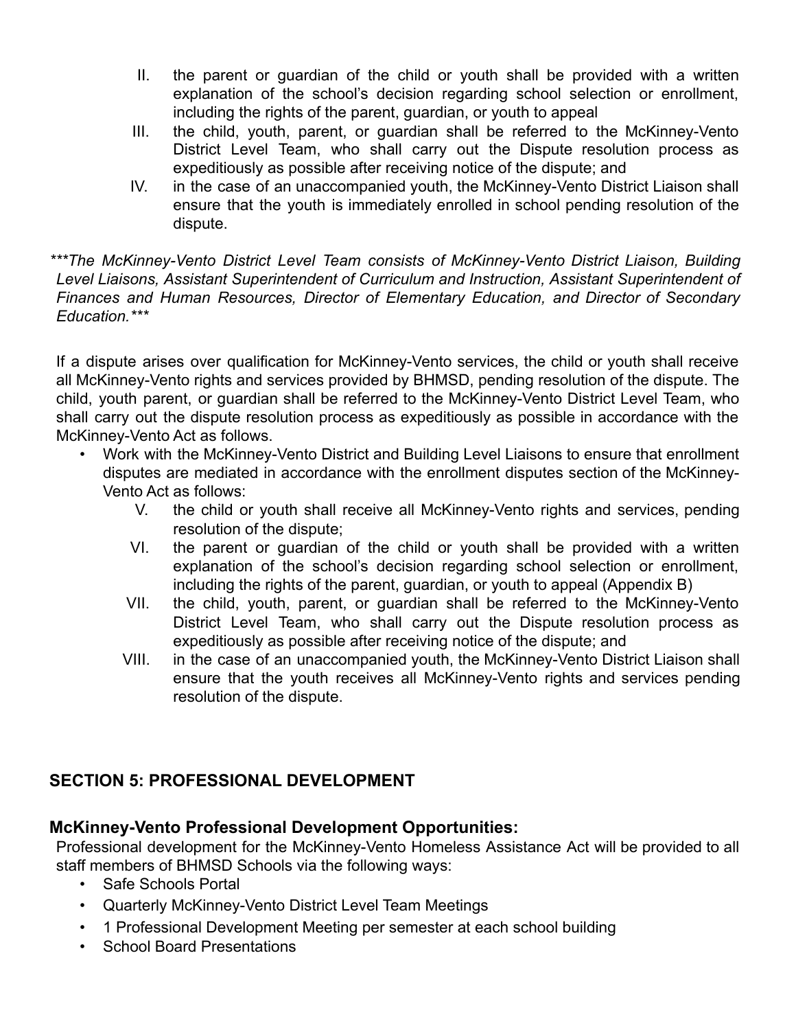II. the parent or guardian of the child or youth shall be provided with a written explanation of the school's decision regarding school selection or enrollment, including the rights of the parent, guardian, or youth to appeal

III. the child, youth, parent, or guardian shall be referred to the McKinney-Vento District Level Team, who shall carry out the Dispute resolution process as expeditiously as possible after receiving notice of the dispute; and

IV. in the case of an unaccompanied youth, the McKinney-Vento District Liaison shall ensure that the youth is immediately enrolled in school pending resolution of the dispute.

****The McKinney-Vento District Level Team consists of McKinney-Vento District Liaison, Building Level Liaisons, Assistant Superintendent of Curriculum and Instruction, Assistant Superintendent of Finances and Human Resources, Director of Elementary Education, and Director of Secondary Education.****

If a dispute arises over qualification for McKinney-Vento services, the child or youth shall receive all McKinney-Vento rights and services provided by BHMSD, pending resolution of the dispute. The child, youth parent, or guardian shall be referred to the McKinney-Vento District Level Team, who shall carry out the dispute resolution process as expeditiously as possible in accordance with the McKinney-Vento Act as follows.

- Work with the McKinney-Vento District and Building Level Liaisons to ensure that enrollment disputes are mediated in accordance with the enrollment disputes section of the McKinney-Vento Act as follows:

  V. the child or youth shall receive all McKinney-Vento rights and services, pending resolution of the dispute;

  VI. the parent or guardian of the child or youth shall be provided with a written explanation of the school's decision regarding school selection or enrollment, including the rights of the parent, guardian, or youth to appeal (Appendix B)

  VII. the child, youth, parent, or guardian shall be referred to the McKinney-Vento District Level Team, who shall carry out the Dispute resolution process as expeditiously as possible after receiving notice of the dispute; and

  VIII. in the case of an unaccompanied youth, the McKinney-Vento District Liaison shall ensure that the youth receives all McKinney-Vento rights and services pending resolution of the dispute.

## SECTION 5: PROFESSIONAL DEVELOPMENT

### McKinney-Vento Professional Development Opportunities:

Professional development for the McKinney-Vento Homeless Assistance Act will be provided to all staff members of BHMSD Schools via the following ways:

- Safe Schools Portal
- Quarterly McKinney-Vento District Level Team Meetings
- 1 Professional Development Meeting per semester at each school building
- School Board Presentations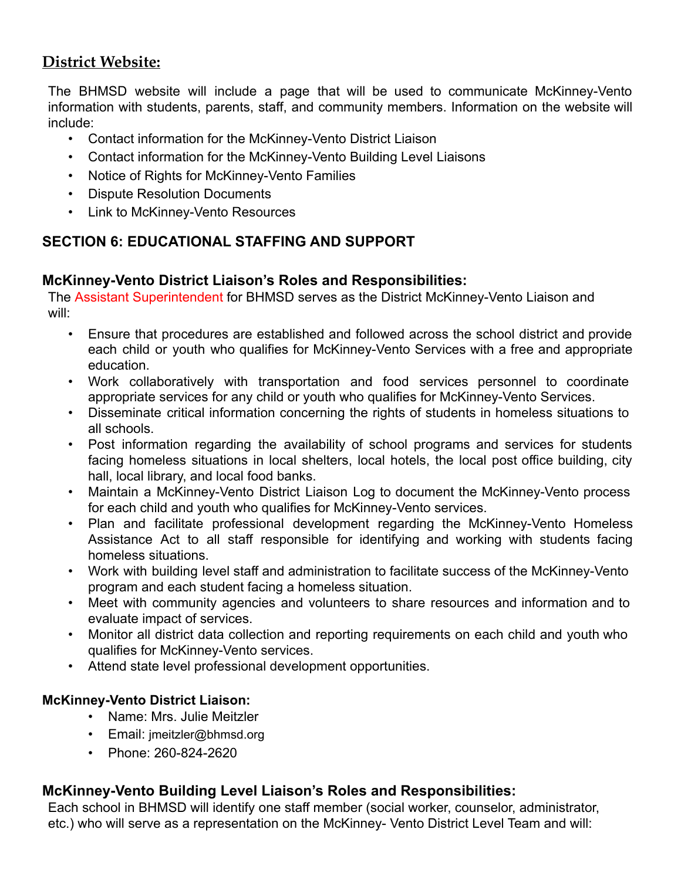## District Website:

The BHMSD website will include a page that will be used to communicate McKinney-Vento information with students, parents, staff, and community members. Information on the website will include:

- Contact information for the McKinney-Vento District Liaison
- Contact information for the McKinney-Vento Building Level Liaisons
- Notice of Rights for McKinney-Vento Families
- Dispute Resolution Documents
- Link to McKinney-Vento Resources

## SECTION 6: EDUCATIONAL STAFFING AND SUPPORT

### McKinney-Vento District Liaison's Roles and Responsibilities:

The Assistant Superintendent for BHMSD serves as the District McKinney-Vento Liaison and will:

- Ensure that procedures are established and followed across the school district and provide each child or youth who qualifies for McKinney-Vento Services with a free and appropriate education.
- Work collaboratively with transportation and food services personnel to coordinate appropriate services for any child or youth who qualifies for McKinney-Vento Services.
- Disseminate critical information concerning the rights of students in homeless situations to all schools.
- Post information regarding the availability of school programs and services for students facing homeless situations in local shelters, local hotels, the local post office building, city hall, local library, and local food banks.
- Maintain a McKinney-Vento District Liaison Log to document the McKinney-Vento process for each child and youth who qualifies for McKinney-Vento services.
- Plan and facilitate professional development regarding the McKinney-Vento Homeless Assistance Act to all staff responsible for identifying and working with students facing homeless situations.
- Work with building level staff and administration to facilitate success of the McKinney-Vento program and each student facing a homeless situation.
- Meet with community agencies and volunteers to share resources and information and to evaluate impact of services.
- Monitor all district data collection and reporting requirements on each child and youth who qualifies for McKinney-Vento services.
- Attend state level professional development opportunities.

**McKinney-Vento District Liaison:**

- Name: Mrs. Julie Meitzler
- Email: jmeitzler@bhmsd.org
- Phone: 260-824-2620

### McKinney-Vento Building Level Liaison's Roles and Responsibilities:

Each school in BHMSD will identify one staff member (social worker, counselor, administrator, etc.) who will serve as a representation on the McKinney- Vento District Level Team and will: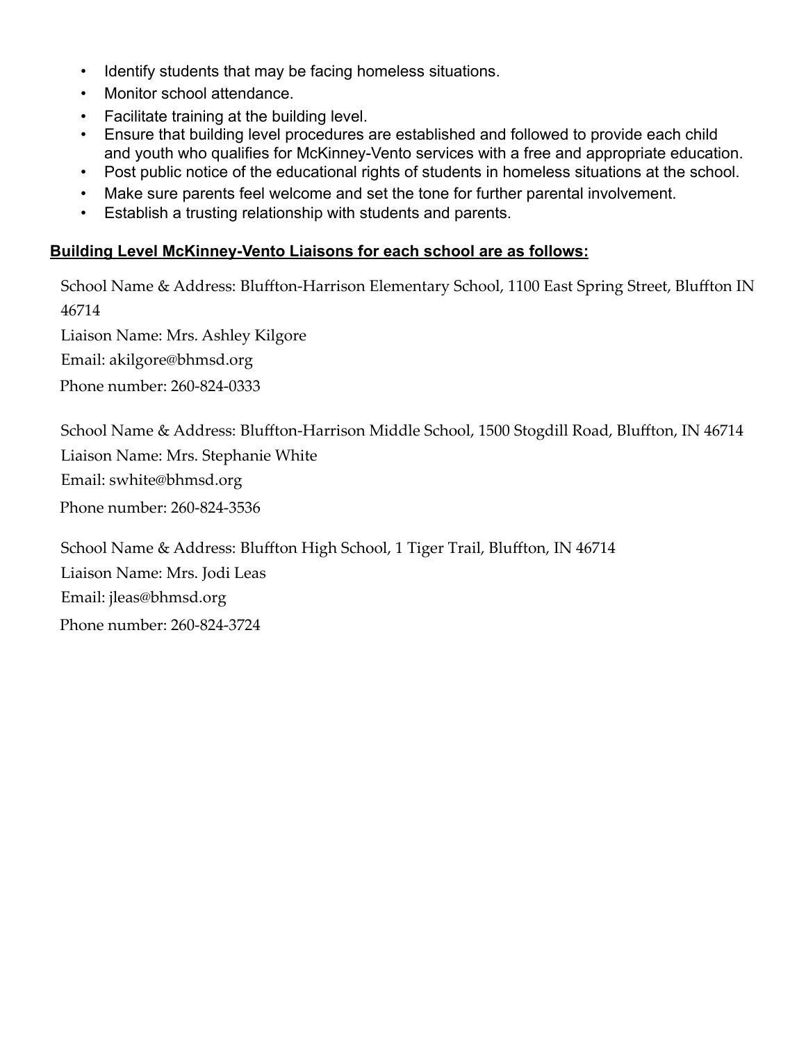- Identify students that may be facing homeless situations.
- Monitor school attendance.
- Facilitate training at the building level.
- Ensure that building level procedures are established and followed to provide each child and youth who qualifies for McKinney-Vento services with a free and appropriate education.
- Post public notice of the educational rights of students in homeless situations at the school.
- Make sure parents feel welcome and set the tone for further parental involvement.
- Establish a trusting relationship with students and parents.

**Building Level McKinney-Vento Liaisons for each school are as follows:**

School Name & Address: Bluffton-Harrison Elementary School, 1100 East Spring Street, Bluffton IN 46714
Liaison Name: Mrs. Ashley Kilgore
Email: akilgore@bhmsd.org
Phone number: 260-824-0333

School Name & Address: Bluffton-Harrison Middle School, 1500 Stogdill Road, Bluffton, IN 46714
Liaison Name: Mrs. Stephanie White
Email: swhite@bhmsd.org
Phone number: 260-824-3536

School Name & Address: Bluffton High School, 1 Tiger Trail, Bluffton, IN 46714
Liaison Name: Mrs. Jodi Leas
Email: jleas@bhmsd.org
Phone number: 260-824-3724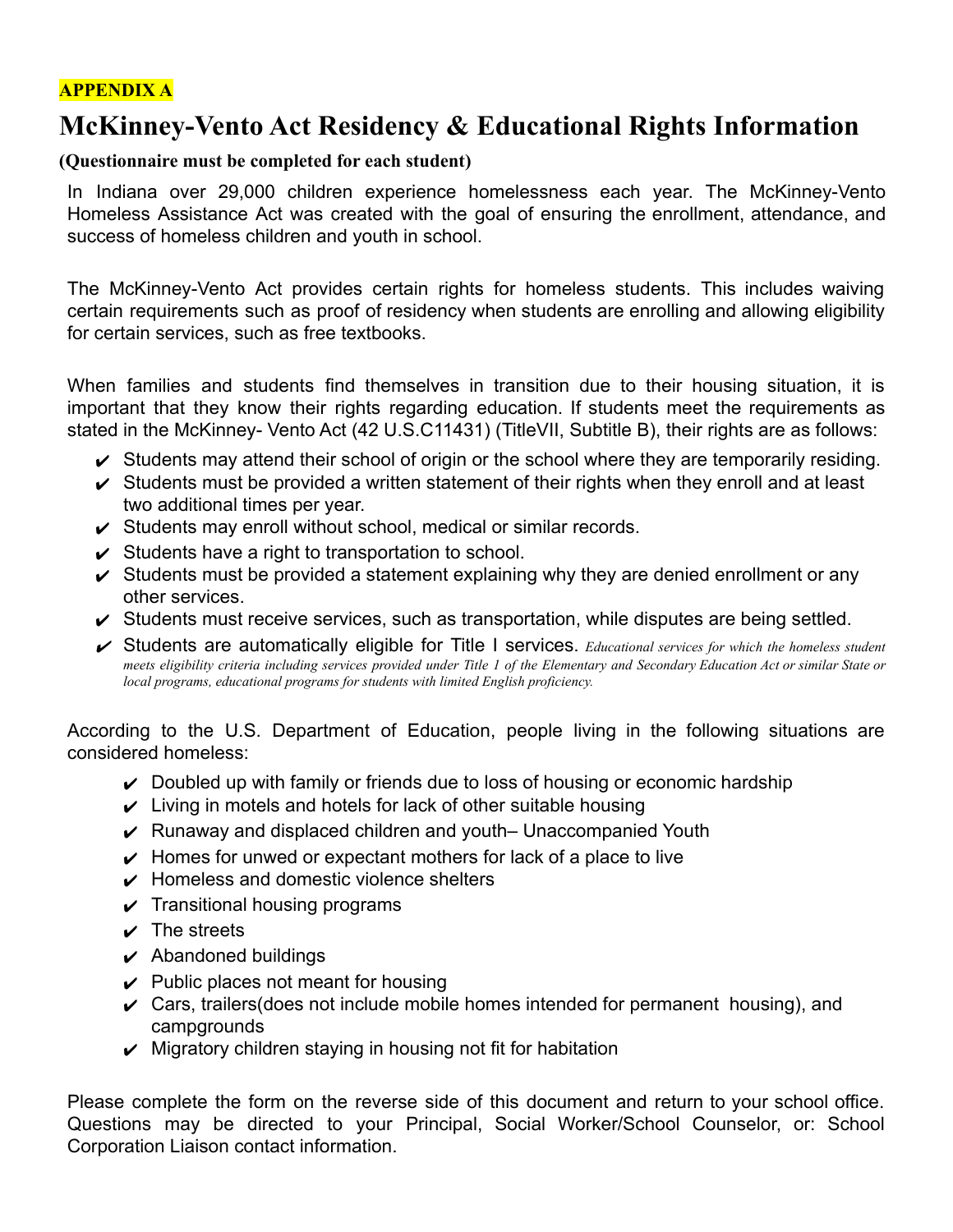**APPENDIX A**

# McKinney-Vento Act Residency & Educational Rights Information

**(Questionnaire must be completed for each student)**

In Indiana over 29,000 children experience homelessness each year. The McKinney-Vento Homeless Assistance Act was created with the goal of ensuring the enrollment, attendance, and success of homeless children and youth in school.

The McKinney-Vento Act provides certain rights for homeless students. This includes waiving certain requirements such as proof of residency when students are enrolling and allowing eligibility for certain services, such as free textbooks.

When families and students find themselves in transition due to their housing situation, it is important that they know their rights regarding education. If students meet the requirements as stated in the McKinney- Vento Act (42 U.S.C11431) (TitleVII, Subtitle B), their rights are as follows:

- ✔ Students may attend their school of origin or the school where they are temporarily residing.
- ✔ Students must be provided a written statement of their rights when they enroll and at least two additional times per year.
- ✔ Students may enroll without school, medical or similar records.
- ✔ Students have a right to transportation to school.
- ✔ Students must be provided a statement explaining why they are denied enrollment or any other services.
- ✔ Students must receive services, such as transportation, while disputes are being settled.
- ✔ Students are automatically eligible for Title I services. *Educational services for which the homeless student meets eligibility criteria including services provided under Title 1 of the Elementary and Secondary Education Act or similar State or local programs, educational programs for students with limited English proficiency.*

According to the U.S. Department of Education, people living in the following situations are considered homeless:

- ✔ Doubled up with family or friends due to loss of housing or economic hardship
- ✔ Living in motels and hotels for lack of other suitable housing
- ✔ Runaway and displaced children and youth– Unaccompanied Youth
- ✔ Homes for unwed or expectant mothers for lack of a place to live
- ✔ Homeless and domestic violence shelters
- ✔ Transitional housing programs
- ✔ The streets
- ✔ Abandoned buildings
- ✔ Public places not meant for housing
- ✔ Cars, trailers(does not include mobile homes intended for permanent housing), and campgrounds
- ✔ Migratory children staying in housing not fit for habitation

Please complete the form on the reverse side of this document and return to your school office. Questions may be directed to your Principal, Social Worker/School Counselor, or: School Corporation Liaison contact information.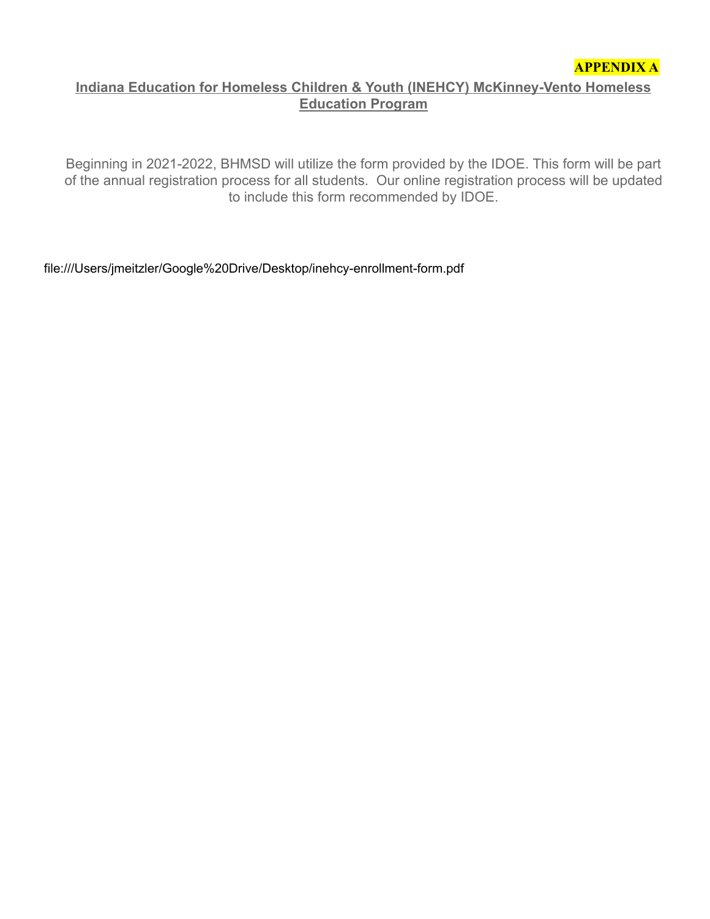**APPENDIX A**

## Indiana Education for Homeless Children & Youth (INEHCY) McKinney-Vento Homeless Education Program

Beginning in 2021-2022, BHMSD will utilize the form provided by the IDOE. This form will be part of the annual registration process for all students. Our online registration process will be updated to include this form recommended by IDOE.

file:///Users/jmeitzler/Google%20Drive/Desktop/inehcy-enrollment-form.pdf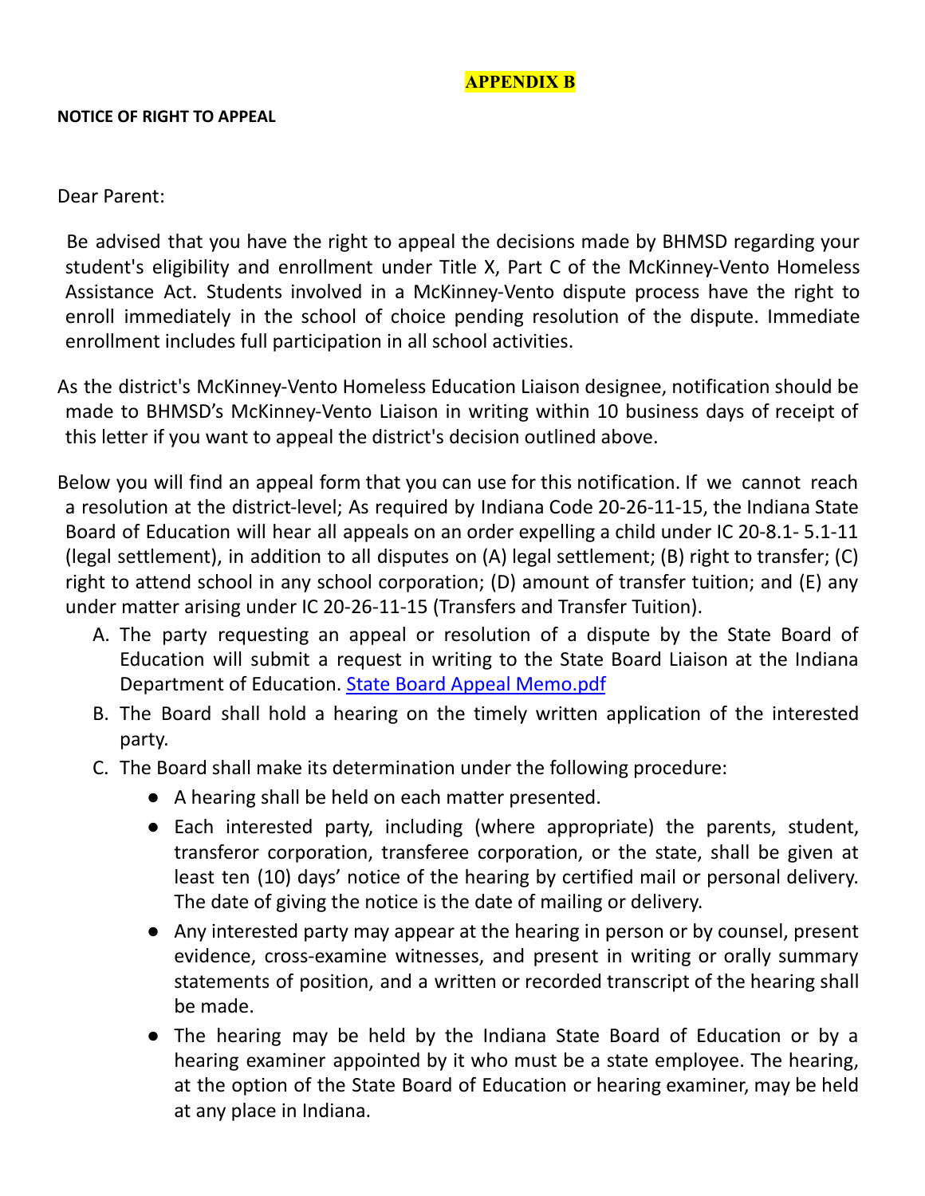## APPENDIX B

**NOTICE OF RIGHT TO APPEAL**

Dear Parent:

Be advised that you have the right to appeal the decisions made by BHMSD regarding your student's eligibility and enrollment under Title X, Part C of the McKinney-Vento Homeless Assistance Act. Students involved in a McKinney-Vento dispute process have the right to enroll immediately in the school of choice pending resolution of the dispute. Immediate enrollment includes full participation in all school activities.

As the district's McKinney-Vento Homeless Education Liaison designee, notification should be made to BHMSD's McKinney-Vento Liaison in writing within 10 business days of receipt of this letter if you want to appeal the district's decision outlined above.

Below you will find an appeal form that you can use for this notification. If we cannot reach a resolution at the district-level; As required by Indiana Code 20-26-11-15, the Indiana State Board of Education will hear all appeals on an order expelling a child under IC 20-8.1- 5.1-11 (legal settlement), in addition to all disputes on (A) legal settlement; (B) right to transfer; (C) right to attend school in any school corporation; (D) amount of transfer tuition; and (E) any under matter arising under IC 20-26-11-15 (Transfers and Transfer Tuition).

A. The party requesting an appeal or resolution of a dispute by the State Board of Education will submit a request in writing to the State Board Liaison at the Indiana Department of Education. [State Board Appeal Memo.pdf]
B. The Board shall hold a hearing on the timely written application of the interested party.
C. The Board shall make its determination under the following procedure:
    - A hearing shall be held on each matter presented.
    - Each interested party, including (where appropriate) the parents, student, transferor corporation, transferee corporation, or the state, shall be given at least ten (10) days' notice of the hearing by certified mail or personal delivery. The date of giving the notice is the date of mailing or delivery.
    - Any interested party may appear at the hearing in person or by counsel, present evidence, cross-examine witnesses, and present in writing or orally summary statements of position, and a written or recorded transcript of the hearing shall be made.
    - The hearing may be held by the Indiana State Board of Education or by a hearing examiner appointed by it who must be a state employee. The hearing, at the option of the State Board of Education or hearing examiner, may be held at any place in Indiana.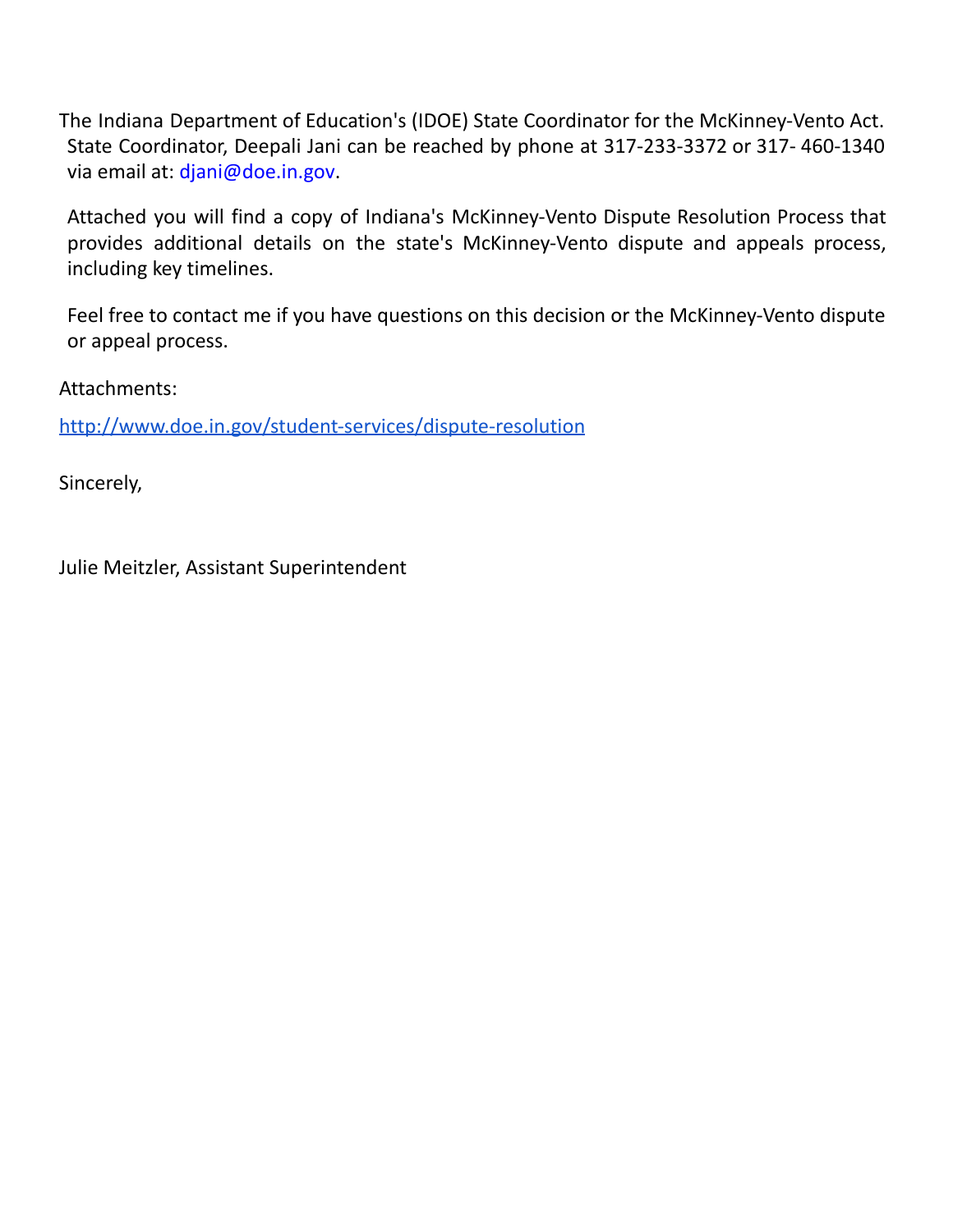The Indiana Department of Education's (IDOE) State Coordinator for the McKinney-Vento Act. State Coordinator, Deepali Jani can be reached by phone at 317-233-3372 or 317- 460-1340 via email at: djani@doe.in.gov.

Attached you will find a copy of Indiana's McKinney-Vento Dispute Resolution Process that provides additional details on the state's McKinney-Vento dispute and appeals process, including key timelines.

Feel free to contact me if you have questions on this decision or the McKinney-Vento dispute or appeal process.

Attachments:

http://www.doe.in.gov/student-services/dispute-resolution

Sincerely,

Julie Meitzler, Assistant Superintendent